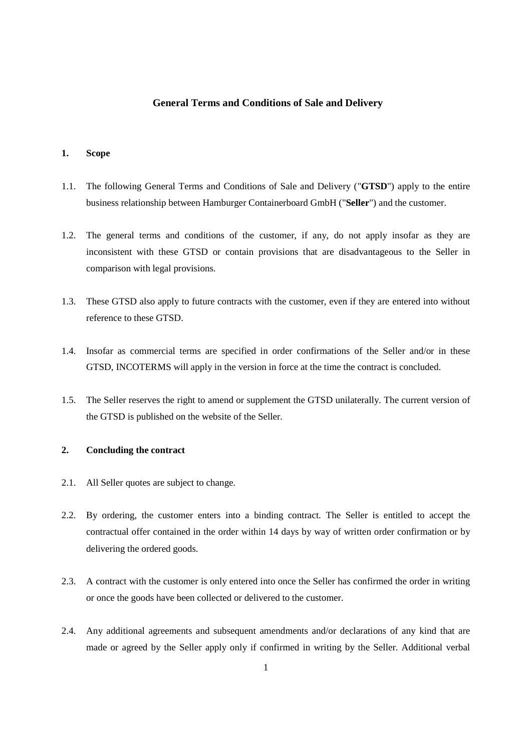# General Terms and Conditions of Sale and Delivery

## 1. Scope

1.1. The following General Terms and Conditions of Sale and Delivery ("**GTSD**") apply to the entire business relationship between Hamburger Containerboard GmbH ("**Seller**") and the customer.

1.2. The general terms and conditions of the customer, if any, do not apply insofar as they are inconsistent with these GTSD or contain provisions that are disadvantageous to the Seller in comparison with legal provisions.

1.3. These GTSD also apply to future contracts with the customer, even if they are entered into without reference to these GTSD.

1.4. Insofar as commercial terms are specified in order confirmations of the Seller and/or in these GTSD, INCOTERMS will apply in the version in force at the time the contract is concluded.

1.5. The Seller reserves the right to amend or supplement the GTSD unilaterally. The current version of the GTSD is published on the website of the Seller.

## 2. Concluding the contract

2.1. All Seller quotes are subject to change.

2.2. By ordering, the customer enters into a binding contract. The Seller is entitled to accept the contractual offer contained in the order within 14 days by way of written order confirmation or by delivering the ordered goods.

2.3. A contract with the customer is only entered into once the Seller has confirmed the order in writing or once the goods have been collected or delivered to the customer.

2.4. Any additional agreements and subsequent amendments and/or declarations of any kind that are made or agreed by the Seller apply only if confirmed in writing by the Seller. Additional verbal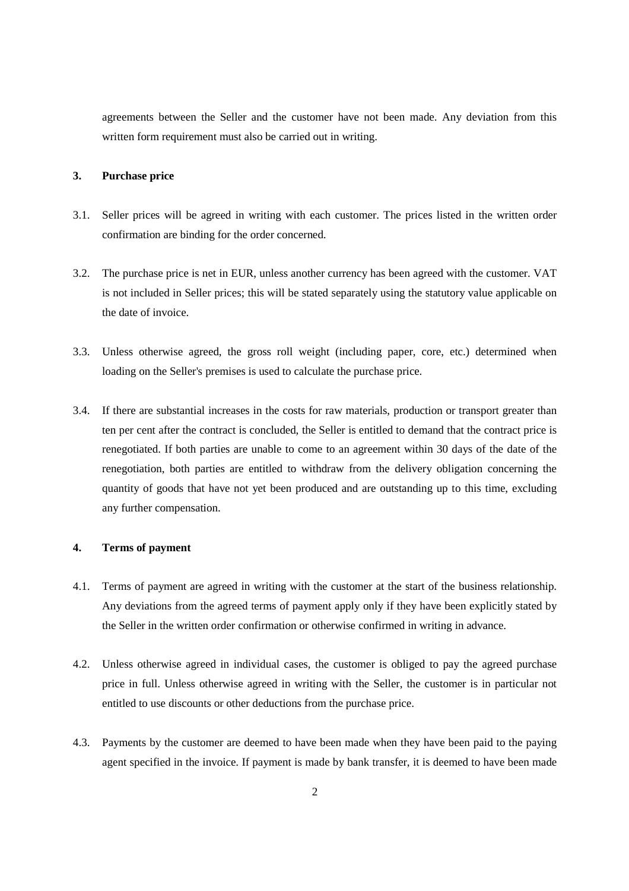agreements between the Seller and the customer have not been made. Any deviation from this written form requirement must also be carried out in writing.

## 3. Purchase price

3.1. Seller prices will be agreed in writing with each customer. The prices listed in the written order confirmation are binding for the order concerned.

3.2. The purchase price is net in EUR, unless another currency has been agreed with the customer. VAT is not included in Seller prices; this will be stated separately using the statutory value applicable on the date of invoice.

3.3. Unless otherwise agreed, the gross roll weight (including paper, core, etc.) determined when loading on the Seller's premises is used to calculate the purchase price.

3.4. If there are substantial increases in the costs for raw materials, production or transport greater than ten per cent after the contract is concluded, the Seller is entitled to demand that the contract price is renegotiated. If both parties are unable to come to an agreement within 30 days of the date of the renegotiation, both parties are entitled to withdraw from the delivery obligation concerning the quantity of goods that have not yet been produced and are outstanding up to this time, excluding any further compensation.

## 4. Terms of payment

4.1. Terms of payment are agreed in writing with the customer at the start of the business relationship. Any deviations from the agreed terms of payment apply only if they have been explicitly stated by the Seller in the written order confirmation or otherwise confirmed in writing in advance.

4.2. Unless otherwise agreed in individual cases, the customer is obliged to pay the agreed purchase price in full. Unless otherwise agreed in writing with the Seller, the customer is in particular not entitled to use discounts or other deductions from the purchase price.

4.3. Payments by the customer are deemed to have been made when they have been paid to the paying agent specified in the invoice. If payment is made by bank transfer, it is deemed to have been made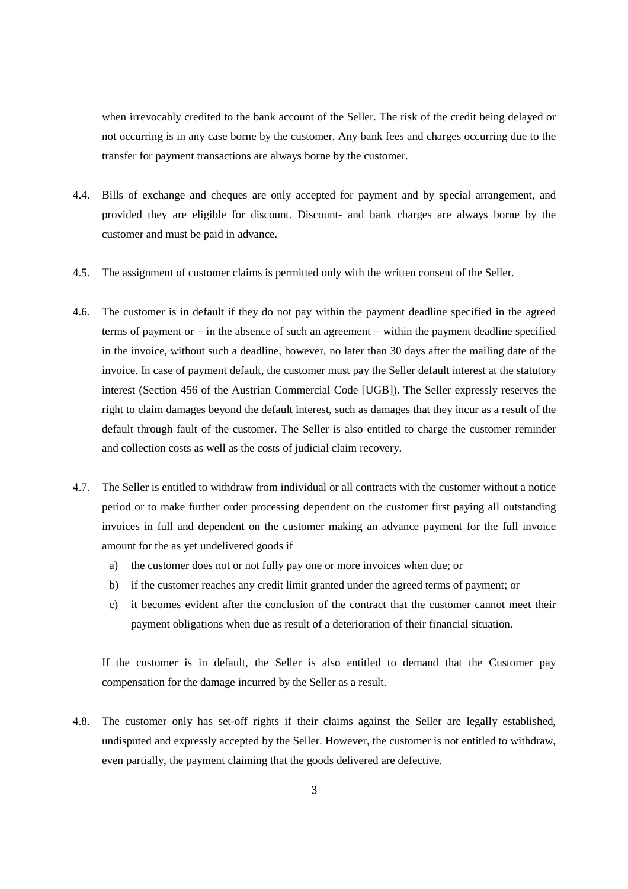when irrevocably credited to the bank account of the Seller. The risk of the credit being delayed or not occurring is in any case borne by the customer. Any bank fees and charges occurring due to the transfer for payment transactions are always borne by the customer.

4.4. Bills of exchange and cheques are only accepted for payment and by special arrangement, and provided they are eligible for discount. Discount- and bank charges are always borne by the customer and must be paid in advance.

4.5. The assignment of customer claims is permitted only with the written consent of the Seller.

4.6. The customer is in default if they do not pay within the payment deadline specified in the agreed terms of payment or − in the absence of such an agreement − within the payment deadline specified in the invoice, without such a deadline, however, no later than 30 days after the mailing date of the invoice. In case of payment default, the customer must pay the Seller default interest at the statutory interest (Section 456 of the Austrian Commercial Code [UGB]). The Seller expressly reserves the right to claim damages beyond the default interest, such as damages that they incur as a result of the default through fault of the customer. The Seller is also entitled to charge the customer reminder and collection costs as well as the costs of judicial claim recovery.

4.7. The Seller is entitled to withdraw from individual or all contracts with the customer without a notice period or to make further order processing dependent on the customer first paying all outstanding invoices in full and dependent on the customer making an advance payment for the full invoice amount for the as yet undelivered goods if

   a) the customer does not or not fully pay one or more invoices when due; or
   b) if the customer reaches any credit limit granted under the agreed terms of payment; or
   c) it becomes evident after the conclusion of the contract that the customer cannot meet their payment obligations when due as result of a deterioration of their financial situation.

   If the customer is in default, the Seller is also entitled to demand that the Customer pay compensation for the damage incurred by the Seller as a result.

4.8. The customer only has set-off rights if their claims against the Seller are legally established, undisputed and expressly accepted by the Seller. However, the customer is not entitled to withdraw, even partially, the payment claiming that the goods delivered are defective.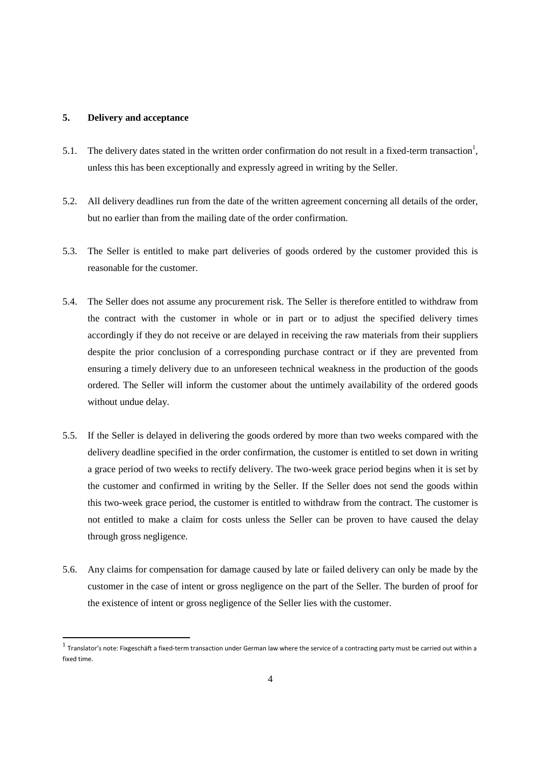## 5. Delivery and acceptance

5.1. The delivery dates stated in the written order confirmation do not result in a fixed-term transaction[1], unless this has been exceptionally and expressly agreed in writing by the Seller.

5.2. All delivery deadlines run from the date of the written agreement concerning all details of the order, but no earlier than from the mailing date of the order confirmation.

5.3. The Seller is entitled to make part deliveries of goods ordered by the customer provided this is reasonable for the customer.

5.4. The Seller does not assume any procurement risk. The Seller is therefore entitled to withdraw from the contract with the customer in whole or in part or to adjust the specified delivery times accordingly if they do not receive or are delayed in receiving the raw materials from their suppliers despite the prior conclusion of a corresponding purchase contract or if they are prevented from ensuring a timely delivery due to an unforeseen technical weakness in the production of the goods ordered. The Seller will inform the customer about the untimely availability of the ordered goods without undue delay.

5.5. If the Seller is delayed in delivering the goods ordered by more than two weeks compared with the delivery deadline specified in the order confirmation, the customer is entitled to set down in writing a grace period of two weeks to rectify delivery. The two-week grace period begins when it is set by the customer and confirmed in writing by the Seller. If the Seller does not send the goods within this two-week grace period, the customer is entitled to withdraw from the contract. The customer is not entitled to make a claim for costs unless the Seller can be proven to have caused the delay through gross negligence.

5.6. Any claims for compensation for damage caused by late or failed delivery can only be made by the customer in the case of intent or gross negligence on the part of the Seller. The burden of proof for the existence of intent or gross negligence of the Seller lies with the customer.

---

[1] Translator's note: Fixgeschäft a fixed-term transaction under German law where the service of a contracting party must be carried out within a fixed time.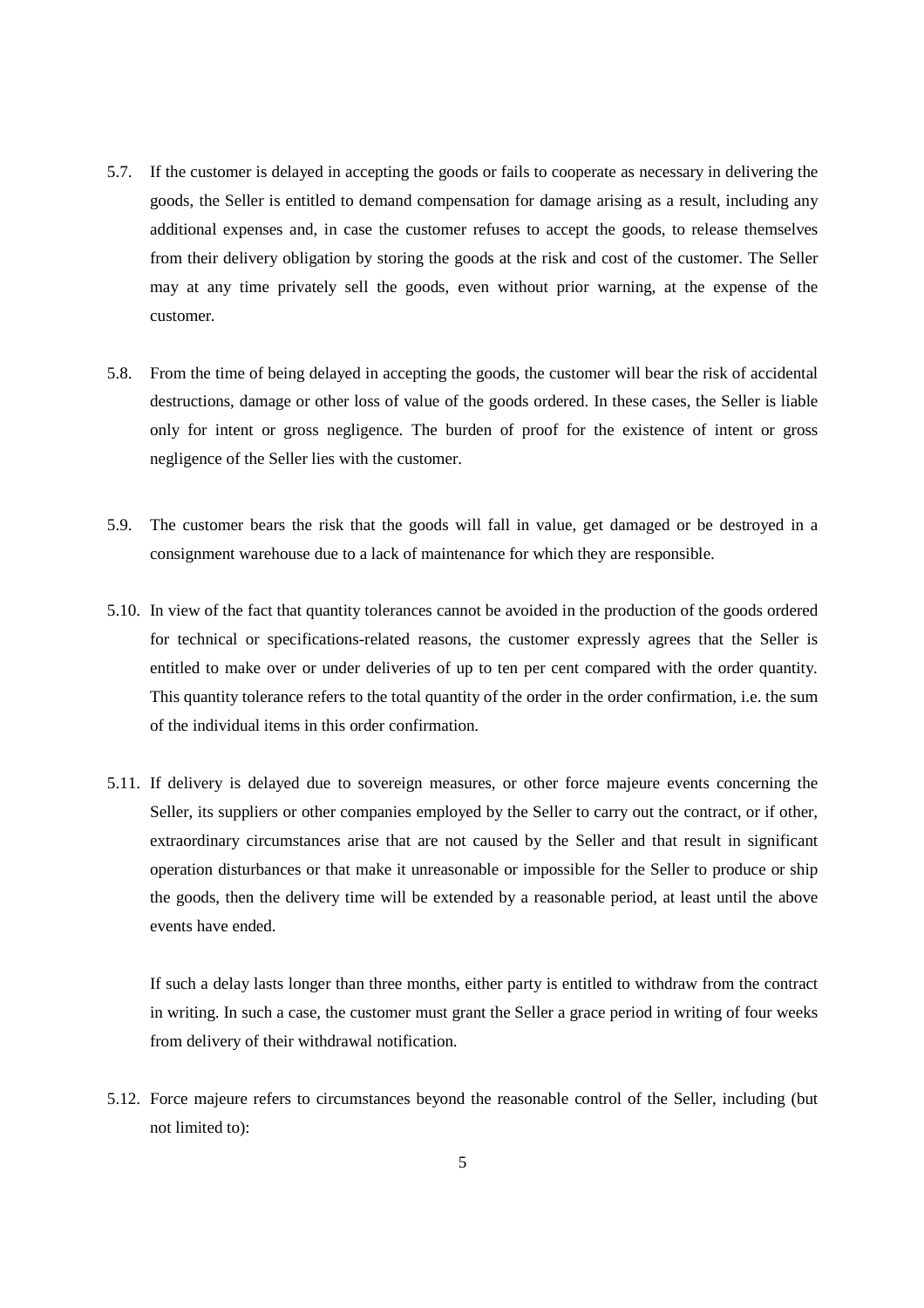5.7. If the customer is delayed in accepting the goods or fails to cooperate as necessary in delivering the goods, the Seller is entitled to demand compensation for damage arising as a result, including any additional expenses and, in case the customer refuses to accept the goods, to release themselves from their delivery obligation by storing the goods at the risk and cost of the customer. The Seller may at any time privately sell the goods, even without prior warning, at the expense of the customer.

5.8. From the time of being delayed in accepting the goods, the customer will bear the risk of accidental destructions, damage or other loss of value of the goods ordered. In these cases, the Seller is liable only for intent or gross negligence. The burden of proof for the existence of intent or gross negligence of the Seller lies with the customer.

5.9. The customer bears the risk that the goods will fall in value, get damaged or be destroyed in a consignment warehouse due to a lack of maintenance for which they are responsible.

5.10. In view of the fact that quantity tolerances cannot be avoided in the production of the goods ordered for technical or specifications-related reasons, the customer expressly agrees that the Seller is entitled to make over or under deliveries of up to ten per cent compared with the order quantity. This quantity tolerance refers to the total quantity of the order in the order confirmation, i.e. the sum of the individual items in this order confirmation.

5.11. If delivery is delayed due to sovereign measures, or other force majeure events concerning the Seller, its suppliers or other companies employed by the Seller to carry out the contract, or if other, extraordinary circumstances arise that are not caused by the Seller and that result in significant operation disturbances or that make it unreasonable or impossible for the Seller to produce or ship the goods, then the delivery time will be extended by a reasonable period, at least until the above events have ended.

If such a delay lasts longer than three months, either party is entitled to withdraw from the contract in writing. In such a case, the customer must grant the Seller a grace period in writing of four weeks from delivery of their withdrawal notification.

5.12. Force majeure refers to circumstances beyond the reasonable control of the Seller, including (but not limited to):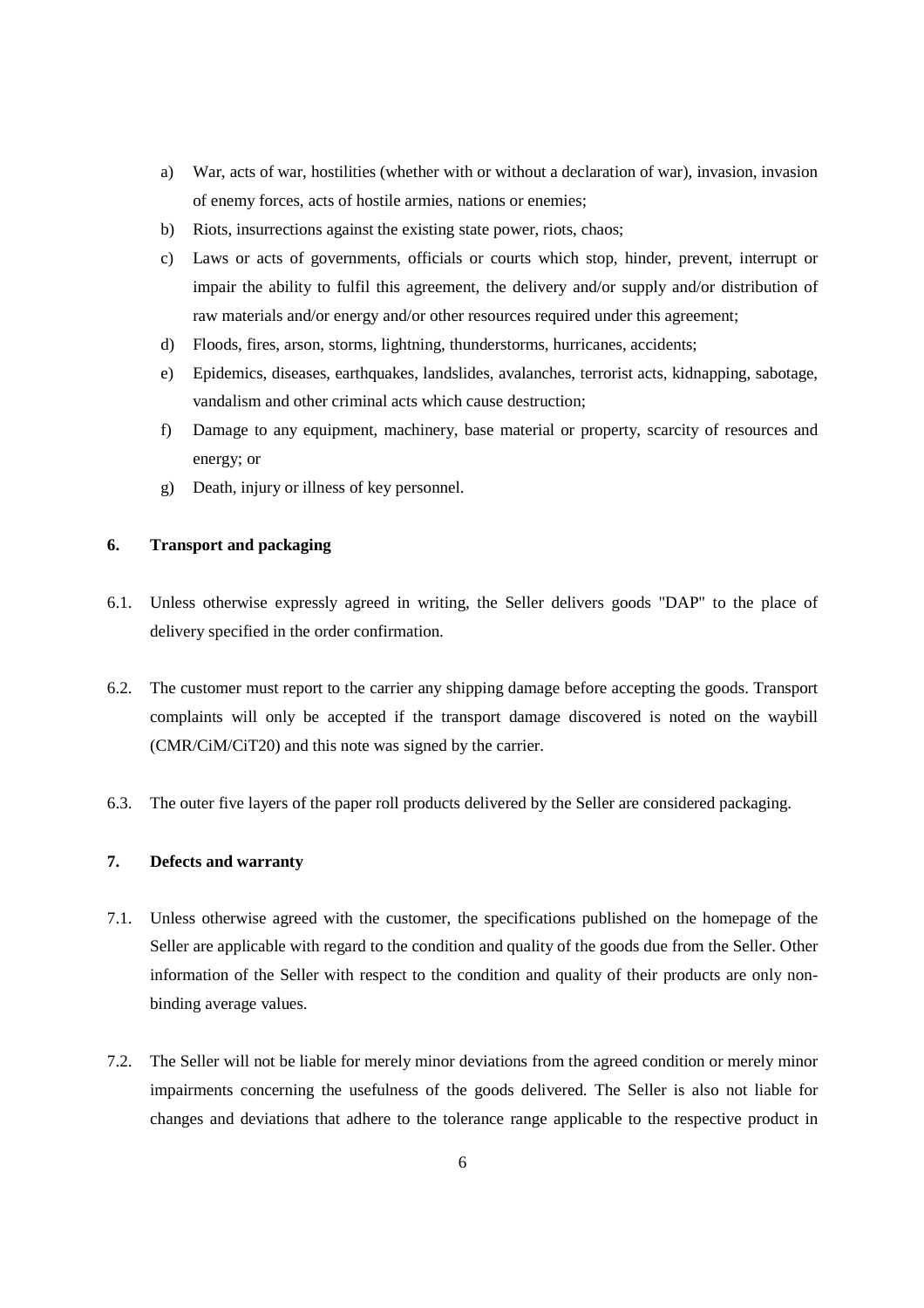a) War, acts of war, hostilities (whether with or without a declaration of war), invasion, invasion of enemy forces, acts of hostile armies, nations or enemies;
b) Riots, insurrections against the existing state power, riots, chaos;
c) Laws or acts of governments, officials or courts which stop, hinder, prevent, interrupt or impair the ability to fulfil this agreement, the delivery and/or supply and/or distribution of raw materials and/or energy and/or other resources required under this agreement;
d) Floods, fires, arson, storms, lightning, thunderstorms, hurricanes, accidents;
e) Epidemics, diseases, earthquakes, landslides, avalanches, terrorist acts, kidnapping, sabotage, vandalism and other criminal acts which cause destruction;
f) Damage to any equipment, machinery, base material or property, scarcity of resources and energy; or
g) Death, injury or illness of key personnel.

## 6. Transport and packaging

6.1. Unless otherwise expressly agreed in writing, the Seller delivers goods "DAP" to the place of delivery specified in the order confirmation.

6.2. The customer must report to the carrier any shipping damage before accepting the goods. Transport complaints will only be accepted if the transport damage discovered is noted on the waybill (CMR/CiM/CiT20) and this note was signed by the carrier.

6.3. The outer five layers of the paper roll products delivered by the Seller are considered packaging.

## 7. Defects and warranty

7.1. Unless otherwise agreed with the customer, the specifications published on the homepage of the Seller are applicable with regard to the condition and quality of the goods due from the Seller. Other information of the Seller with respect to the condition and quality of their products are only non-binding average values.

7.2. The Seller will not be liable for merely minor deviations from the agreed condition or merely minor impairments concerning the usefulness of the goods delivered. The Seller is also not liable for changes and deviations that adhere to the tolerance range applicable to the respective product in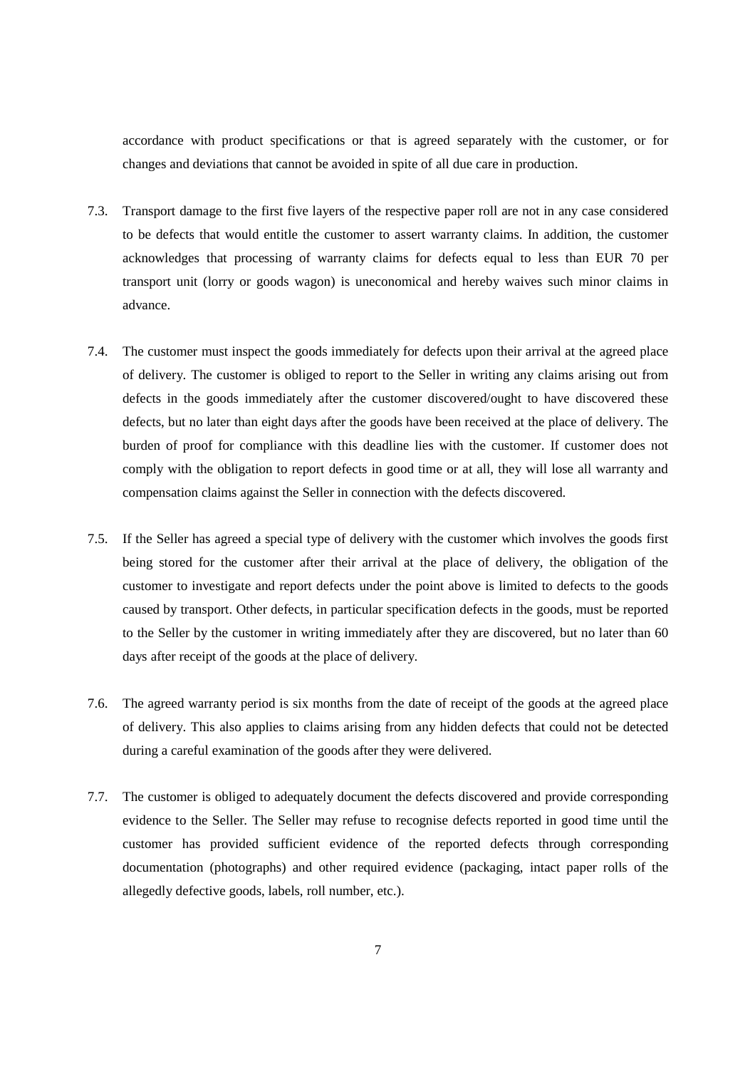accordance with product specifications or that is agreed separately with the customer, or for changes and deviations that cannot be avoided in spite of all due care in production.

7.3. Transport damage to the first five layers of the respective paper roll are not in any case considered to be defects that would entitle the customer to assert warranty claims. In addition, the customer acknowledges that processing of warranty claims for defects equal to less than EUR 70 per transport unit (lorry or goods wagon) is uneconomical and hereby waives such minor claims in advance.

7.4. The customer must inspect the goods immediately for defects upon their arrival at the agreed place of delivery. The customer is obliged to report to the Seller in writing any claims arising out from defects in the goods immediately after the customer discovered/ought to have discovered these defects, but no later than eight days after the goods have been received at the place of delivery. The burden of proof for compliance with this deadline lies with the customer. If customer does not comply with the obligation to report defects in good time or at all, they will lose all warranty and compensation claims against the Seller in connection with the defects discovered.

7.5. If the Seller has agreed a special type of delivery with the customer which involves the goods first being stored for the customer after their arrival at the place of delivery, the obligation of the customer to investigate and report defects under the point above is limited to defects to the goods caused by transport. Other defects, in particular specification defects in the goods, must be reported to the Seller by the customer in writing immediately after they are discovered, but no later than 60 days after receipt of the goods at the place of delivery.

7.6. The agreed warranty period is six months from the date of receipt of the goods at the agreed place of delivery. This also applies to claims arising from any hidden defects that could not be detected during a careful examination of the goods after they were delivered.

7.7. The customer is obliged to adequately document the defects discovered and provide corresponding evidence to the Seller. The Seller may refuse to recognise defects reported in good time until the customer has provided sufficient evidence of the reported defects through corresponding documentation (photographs) and other required evidence (packaging, intact paper rolls of the allegedly defective goods, labels, roll number, etc.).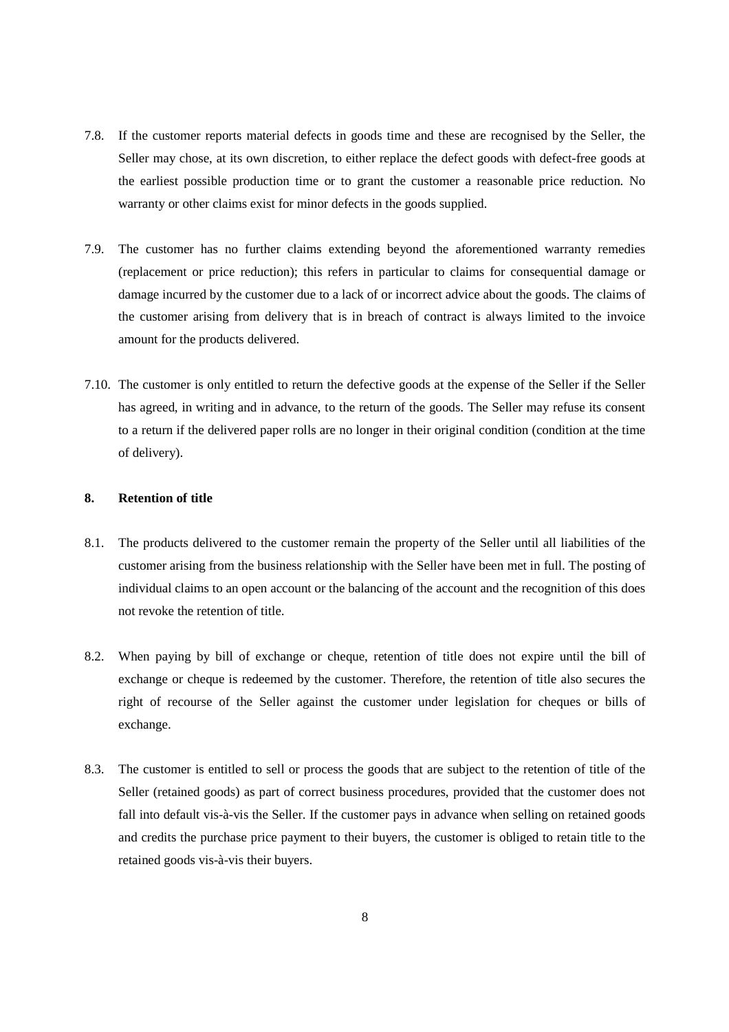7.8. If the customer reports material defects in goods time and these are recognised by the Seller, the Seller may chose, at its own discretion, to either replace the defect goods with defect-free goods at the earliest possible production time or to grant the customer a reasonable price reduction. No warranty or other claims exist for minor defects in the goods supplied.

7.9. The customer has no further claims extending beyond the aforementioned warranty remedies (replacement or price reduction); this refers in particular to claims for consequential damage or damage incurred by the customer due to a lack of or incorrect advice about the goods. The claims of the customer arising from delivery that is in breach of contract is always limited to the invoice amount for the products delivered.

7.10. The customer is only entitled to return the defective goods at the expense of the Seller if the Seller has agreed, in writing and in advance, to the return of the goods. The Seller may refuse its consent to a return if the delivered paper rolls are no longer in their original condition (condition at the time of delivery).

## 8. Retention of title

8.1. The products delivered to the customer remain the property of the Seller until all liabilities of the customer arising from the business relationship with the Seller have been met in full. The posting of individual claims to an open account or the balancing of the account and the recognition of this does not revoke the retention of title.

8.2. When paying by bill of exchange or cheque, retention of title does not expire until the bill of exchange or cheque is redeemed by the customer. Therefore, the retention of title also secures the right of recourse of the Seller against the customer under legislation for cheques or bills of exchange.

8.3. The customer is entitled to sell or process the goods that are subject to the retention of title of the Seller (retained goods) as part of correct business procedures, provided that the customer does not fall into default vis-à-vis the Seller. If the customer pays in advance when selling on retained goods and credits the purchase price payment to their buyers, the customer is obliged to retain title to the retained goods vis-à-vis their buyers.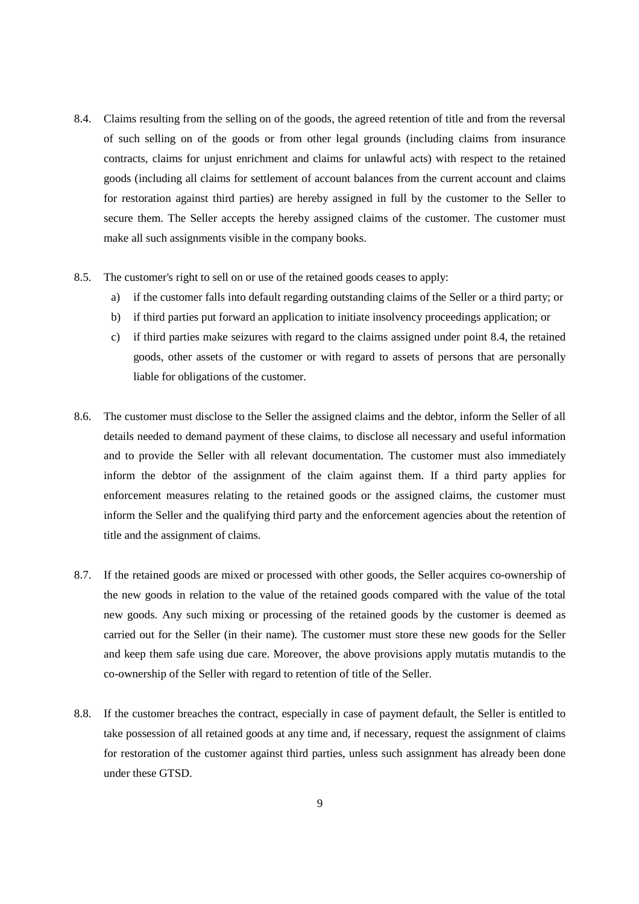8.4. Claims resulting from the selling on of the goods, the agreed retention of title and from the reversal of such selling on of the goods or from other legal grounds (including claims from insurance contracts, claims for unjust enrichment and claims for unlawful acts) with respect to the retained goods (including all claims for settlement of account balances from the current account and claims for restoration against third parties) are hereby assigned in full by the customer to the Seller to secure them. The Seller accepts the hereby assigned claims of the customer. The customer must make all such assignments visible in the company books.

8.5. The customer's right to sell on or use of the retained goods ceases to apply:

a) if the customer falls into default regarding outstanding claims of the Seller or a third party; or

b) if third parties put forward an application to initiate insolvency proceedings application; or

c) if third parties make seizures with regard to the claims assigned under point 8.4, the retained goods, other assets of the customer or with regard to assets of persons that are personally liable for obligations of the customer.

8.6. The customer must disclose to the Seller the assigned claims and the debtor, inform the Seller of all details needed to demand payment of these claims, to disclose all necessary and useful information and to provide the Seller with all relevant documentation. The customer must also immediately inform the debtor of the assignment of the claim against them. If a third party applies for enforcement measures relating to the retained goods or the assigned claims, the customer must inform the Seller and the qualifying third party and the enforcement agencies about the retention of title and the assignment of claims.

8.7. If the retained goods are mixed or processed with other goods, the Seller acquires co-ownership of the new goods in relation to the value of the retained goods compared with the value of the total new goods. Any such mixing or processing of the retained goods by the customer is deemed as carried out for the Seller (in their name). The customer must store these new goods for the Seller and keep them safe using due care. Moreover, the above provisions apply mutatis mutandis to the co-ownership of the Seller with regard to retention of title of the Seller.

8.8. If the customer breaches the contract, especially in case of payment default, the Seller is entitled to take possession of all retained goods at any time and, if necessary, request the assignment of claims for restoration of the customer against third parties, unless such assignment has already been done under these GTSD.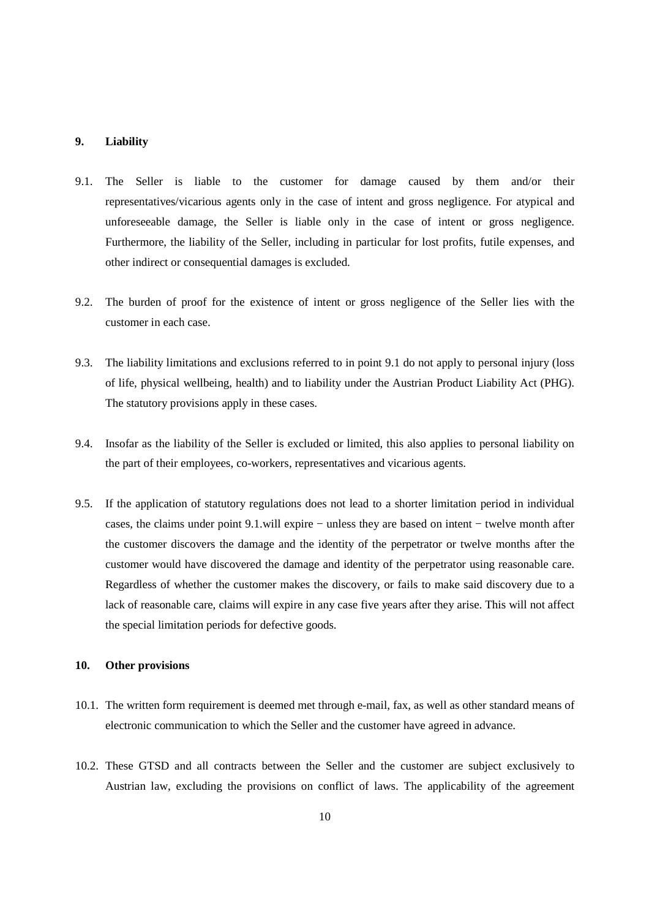## 9. Liability

9.1. The Seller is liable to the customer for damage caused by them and/or their representatives/vicarious agents only in the case of intent and gross negligence. For atypical and unforeseeable damage, the Seller is liable only in the case of intent or gross negligence. Furthermore, the liability of the Seller, including in particular for lost profits, futile expenses, and other indirect or consequential damages is excluded.

9.2. The burden of proof for the existence of intent or gross negligence of the Seller lies with the customer in each case.

9.3. The liability limitations and exclusions referred to in point 9.1 do not apply to personal injury (loss of life, physical wellbeing, health) and to liability under the Austrian Product Liability Act (PHG). The statutory provisions apply in these cases.

9.4. Insofar as the liability of the Seller is excluded or limited, this also applies to personal liability on the part of their employees, co-workers, representatives and vicarious agents.

9.5. If the application of statutory regulations does not lead to a shorter limitation period in individual cases, the claims under point 9.1.will expire − unless they are based on intent − twelve month after the customer discovers the damage and the identity of the perpetrator or twelve months after the customer would have discovered the damage and identity of the perpetrator using reasonable care. Regardless of whether the customer makes the discovery, or fails to make said discovery due to a lack of reasonable care, claims will expire in any case five years after they arise. This will not affect the special limitation periods for defective goods.

## 10. Other provisions

10.1. The written form requirement is deemed met through e-mail, fax, as well as other standard means of electronic communication to which the Seller and the customer have agreed in advance.

10.2. These GTSD and all contracts between the Seller and the customer are subject exclusively to Austrian law, excluding the provisions on conflict of laws. The applicability of the agreement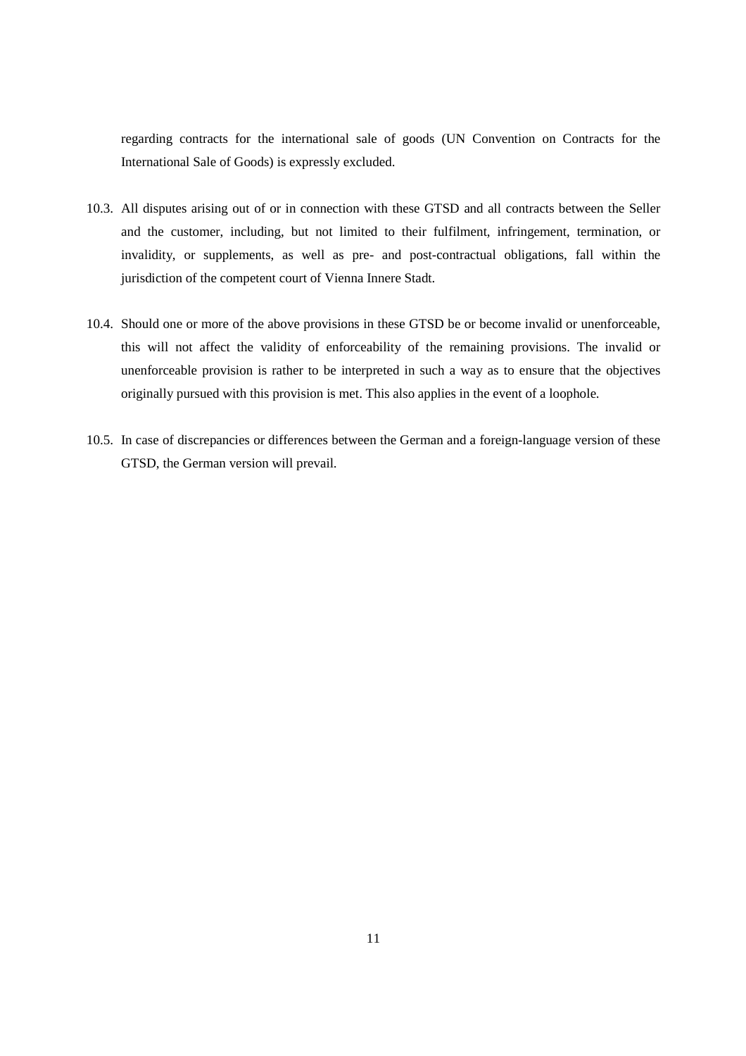regarding contracts for the international sale of goods (UN Convention on Contracts for the International Sale of Goods) is expressly excluded.

10.3. All disputes arising out of or in connection with these GTSD and all contracts between the Seller and the customer, including, but not limited to their fulfilment, infringement, termination, or invalidity, or supplements, as well as pre- and post-contractual obligations, fall within the jurisdiction of the competent court of Vienna Innere Stadt.

10.4. Should one or more of the above provisions in these GTSD be or become invalid or unenforceable, this will not affect the validity of enforceability of the remaining provisions. The invalid or unenforceable provision is rather to be interpreted in such a way as to ensure that the objectives originally pursued with this provision is met. This also applies in the event of a loophole.

10.5. In case of discrepancies or differences between the German and a foreign-language version of these GTSD, the German version will prevail.